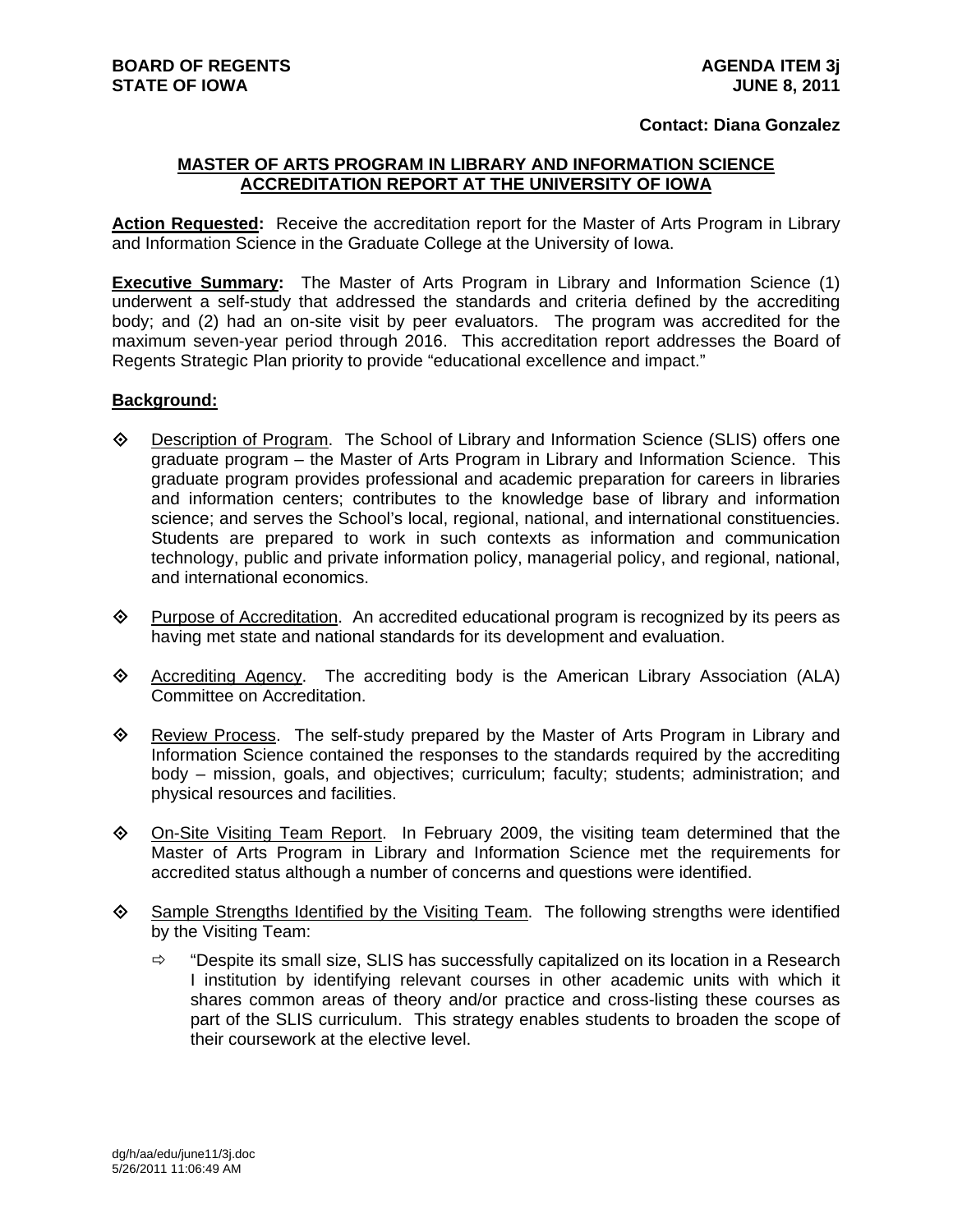**BOARD OF REGENTS**
**STATE OF IOWA**

**AGENDA ITEM 3j**
**JUNE 8, 2011**

**Contact: Diana Gonzalez**

## MASTER OF ARTS PROGRAM IN LIBRARY AND INFORMATION SCIENCE ACCREDITATION REPORT AT THE UNIVERSITY OF IOWA

**Action Requested:** Receive the accreditation report for the Master of Arts Program in Library and Information Science in the Graduate College at the University of Iowa.

**Executive Summary:** The Master of Arts Program in Library and Information Science (1) underwent a self-study that addressed the standards and criteria defined by the accrediting body; and (2) had an on-site visit by peer evaluators. The program was accredited for the maximum seven-year period through 2016. This accreditation report addresses the Board of Regents Strategic Plan priority to provide "educational excellence and impact."

**Background:**

- Description of Program. The School of Library and Information Science (SLIS) offers one graduate program – the Master of Arts Program in Library and Information Science. This graduate program provides professional and academic preparation for careers in libraries and information centers; contributes to the knowledge base of library and information science; and serves the School's local, regional, national, and international constituencies. Students are prepared to work in such contexts as information and communication technology, public and private information policy, managerial policy, and regional, national, and international economics.

- Purpose of Accreditation. An accredited educational program is recognized by its peers as having met state and national standards for its development and evaluation.

- Accrediting Agency. The accrediting body is the American Library Association (ALA) Committee on Accreditation.

- Review Process. The self-study prepared by the Master of Arts Program in Library and Information Science contained the responses to the standards required by the accrediting body – mission, goals, and objectives; curriculum; faculty; students; administration; and physical resources and facilities.

- On-Site Visiting Team Report. In February 2009, the visiting team determined that the Master of Arts Program in Library and Information Science met the requirements for accredited status although a number of concerns and questions were identified.

- Sample Strengths Identified by the Visiting Team. The following strengths were identified by the Visiting Team:

  - "Despite its small size, SLIS has successfully capitalized on its location in a Research I institution by identifying relevant courses in other academic units with which it shares common areas of theory and/or practice and cross-listing these courses as part of the SLIS curriculum. This strategy enables students to broaden the scope of their coursework at the elective level.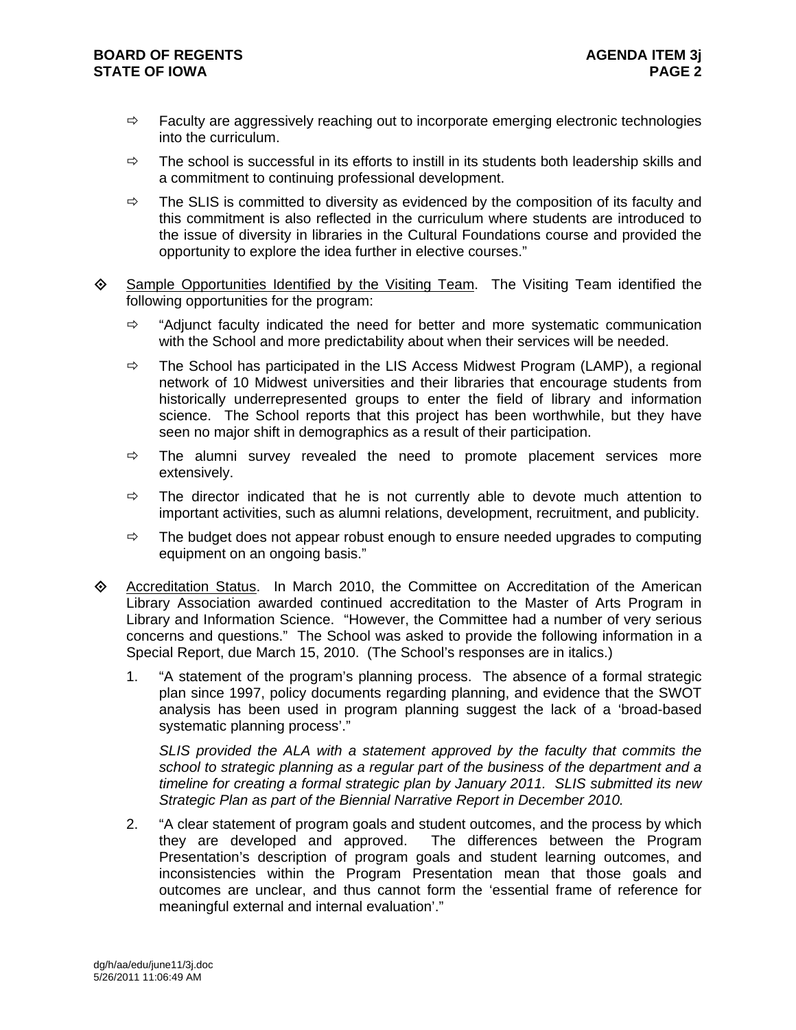- ⇨ Faculty are aggressively reaching out to incorporate emerging electronic technologies into the curriculum.
- ⇨ The school is successful in its efforts to instill in its students both leadership skills and a commitment to continuing professional development.
- ⇨ The SLIS is committed to diversity as evidenced by the composition of its faculty and this commitment is also reflected in the curriculum where students are introduced to the issue of diversity in libraries in the Cultural Foundations course and provided the opportunity to explore the idea further in elective courses."

◈ Sample Opportunities Identified by the Visiting Team. The Visiting Team identified the following opportunities for the program:

- ⇨ "Adjunct faculty indicated the need for better and more systematic communication with the School and more predictability about when their services will be needed.
- ⇨ The School has participated in the LIS Access Midwest Program (LAMP), a regional network of 10 Midwest universities and their libraries that encourage students from historically underrepresented groups to enter the field of library and information science. The School reports that this project has been worthwhile, but they have seen no major shift in demographics as a result of their participation.
- ⇨ The alumni survey revealed the need to promote placement services more extensively.
- ⇨ The director indicated that he is not currently able to devote much attention to important activities, such as alumni relations, development, recruitment, and publicity.
- ⇨ The budget does not appear robust enough to ensure needed upgrades to computing equipment on an ongoing basis."

◈ Accreditation Status. In March 2010, the Committee on Accreditation of the American Library Association awarded continued accreditation to the Master of Arts Program in Library and Information Science. "However, the Committee had a number of very serious concerns and questions." The School was asked to provide the following information in a Special Report, due March 15, 2010. (The School's responses are in italics.)

1. "A statement of the program's planning process. The absence of a formal strategic plan since 1997, policy documents regarding planning, and evidence that the SWOT analysis has been used in program planning suggest the lack of a 'broad-based systematic planning process'."

   *SLIS provided the ALA with a statement approved by the faculty that commits the school to strategic planning as a regular part of the business of the department and a timeline for creating a formal strategic plan by January 2011. SLIS submitted its new Strategic Plan as part of the Biennial Narrative Report in December 2010.*

2. "A clear statement of program goals and student outcomes, and the process by which they are developed and approved. The differences between the Program Presentation's description of program goals and student learning outcomes, and inconsistencies within the Program Presentation mean that those goals and outcomes are unclear, and thus cannot form the 'essential frame of reference for meaningful external and internal evaluation'."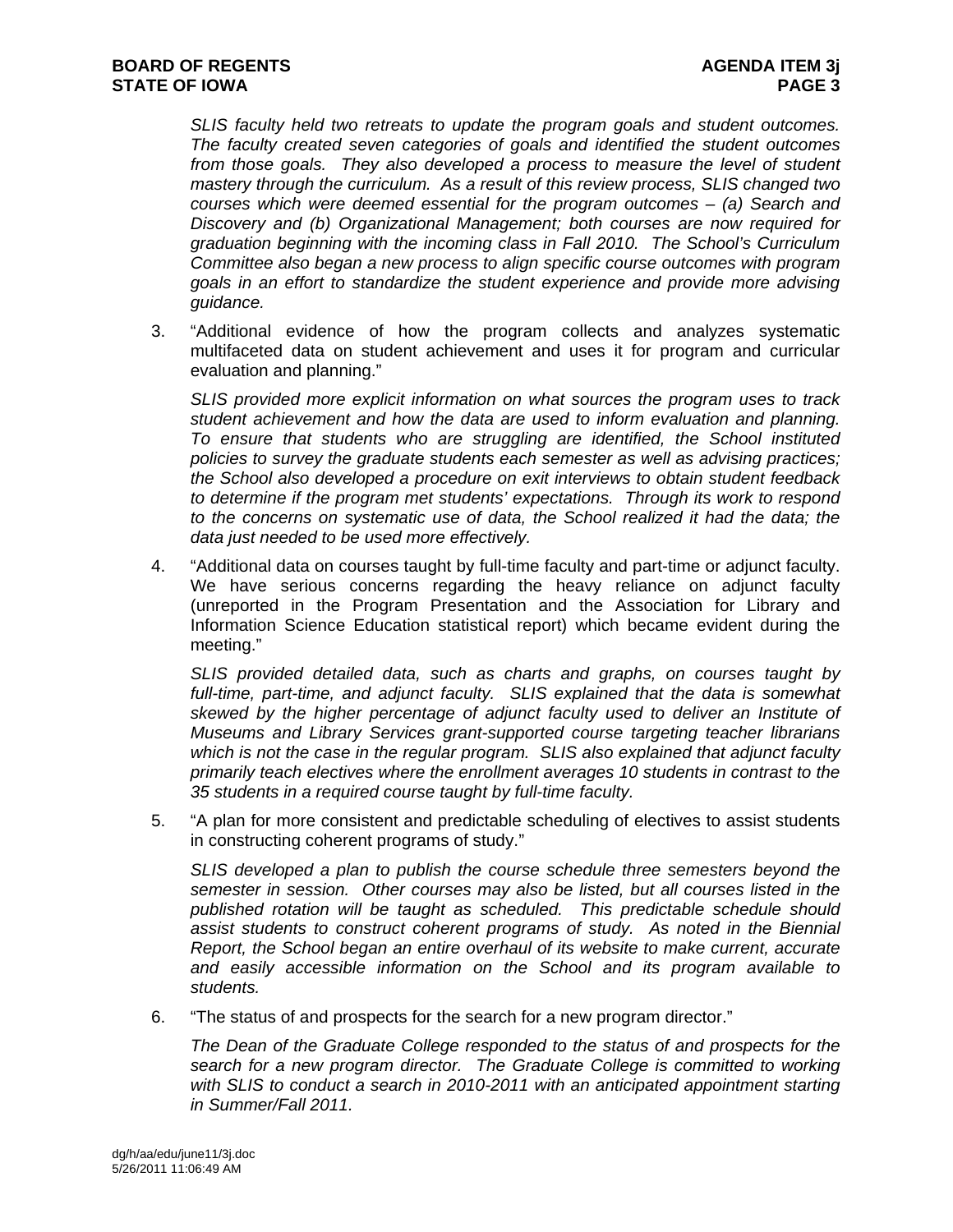*SLIS faculty held two retreats to update the program goals and student outcomes. The faculty created seven categories of goals and identified the student outcomes from those goals. They also developed a process to measure the level of student mastery through the curriculum. As a result of this review process, SLIS changed two courses which were deemed essential for the program outcomes – (a) Search and Discovery and (b) Organizational Management; both courses are now required for graduation beginning with the incoming class in Fall 2010. The School's Curriculum Committee also began a new process to align specific course outcomes with program goals in an effort to standardize the student experience and provide more advising guidance.*

3. "Additional evidence of how the program collects and analyzes systematic multifaceted data on student achievement and uses it for program and curricular evaluation and planning."

   *SLIS provided more explicit information on what sources the program uses to track student achievement and how the data are used to inform evaluation and planning. To ensure that students who are struggling are identified, the School instituted policies to survey the graduate students each semester as well as advising practices; the School also developed a procedure on exit interviews to obtain student feedback to determine if the program met students' expectations. Through its work to respond to the concerns on systematic use of data, the School realized it had the data; the data just needed to be used more effectively.*

4. "Additional data on courses taught by full-time faculty and part-time or adjunct faculty. We have serious concerns regarding the heavy reliance on adjunct faculty (unreported in the Program Presentation and the Association for Library and Information Science Education statistical report) which became evident during the meeting."

   *SLIS provided detailed data, such as charts and graphs, on courses taught by full-time, part-time, and adjunct faculty. SLIS explained that the data is somewhat skewed by the higher percentage of adjunct faculty used to deliver an Institute of Museums and Library Services grant-supported course targeting teacher librarians which is not the case in the regular program. SLIS also explained that adjunct faculty primarily teach electives where the enrollment averages 10 students in contrast to the 35 students in a required course taught by full-time faculty.*

5. "A plan for more consistent and predictable scheduling of electives to assist students in constructing coherent programs of study."

   *SLIS developed a plan to publish the course schedule three semesters beyond the semester in session. Other courses may also be listed, but all courses listed in the published rotation will be taught as scheduled. This predictable schedule should assist students to construct coherent programs of study. As noted in the Biennial Report, the School began an entire overhaul of its website to make current, accurate and easily accessible information on the School and its program available to students.*

6. "The status of and prospects for the search for a new program director."

   *The Dean of the Graduate College responded to the status of and prospects for the search for a new program director. The Graduate College is committed to working with SLIS to conduct a search in 2010-2011 with an anticipated appointment starting in Summer/Fall 2011.*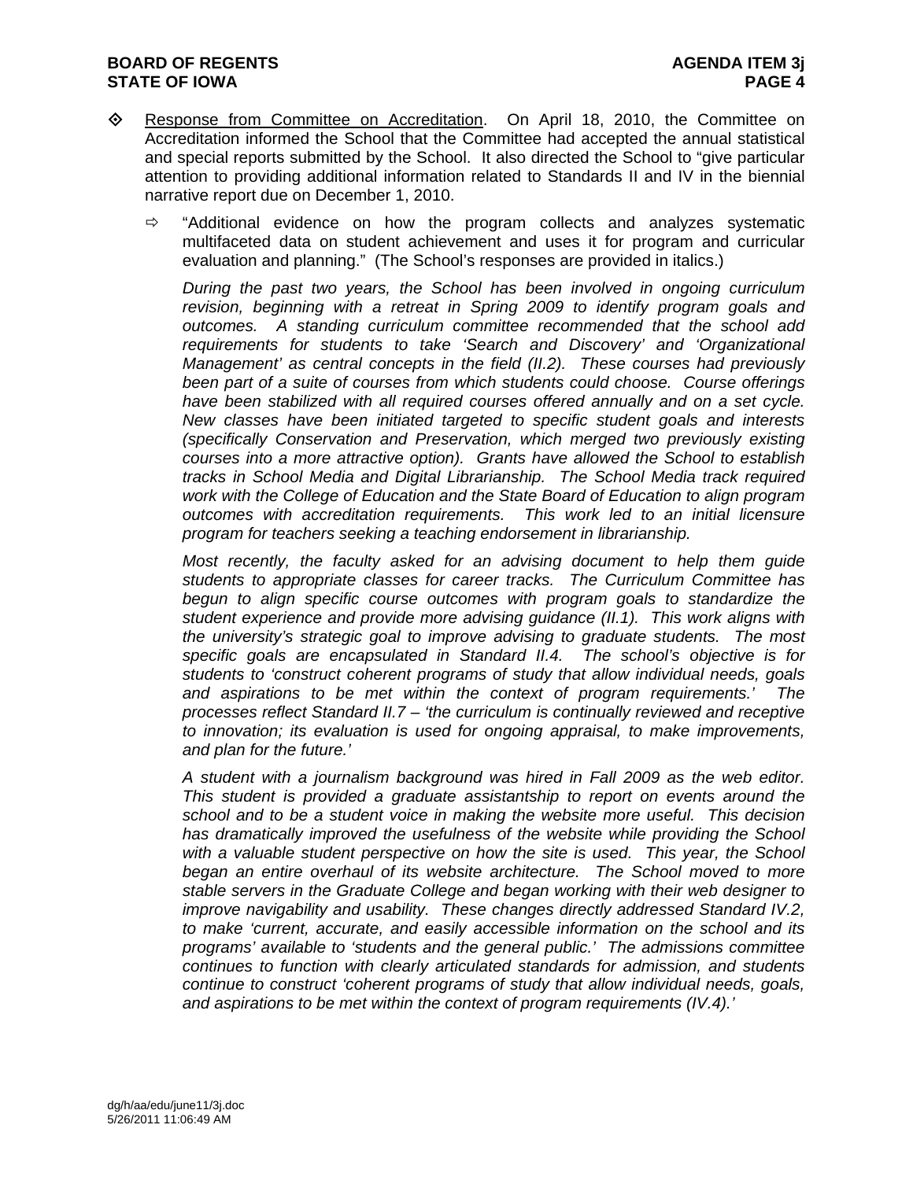- <u>Response from Committee on Accreditation</u>. On April 18, 2010, the Committee on Accreditation informed the School that the Committee had accepted the annual statistical and special reports submitted by the School. It also directed the School to "give particular attention to providing additional information related to Standards II and IV in the biennial narrative report due on December 1, 2010.

  - "Additional evidence on how the program collects and analyzes systematic multifaceted data on student achievement and uses it for program and curricular evaluation and planning." (The School's responses are provided in italics.)

    *During the past two years, the School has been involved in ongoing curriculum revision, beginning with a retreat in Spring 2009 to identify program goals and outcomes. A standing curriculum committee recommended that the school add requirements for students to take 'Search and Discovery' and 'Organizational Management' as central concepts in the field (II.2). These courses had previously been part of a suite of courses from which students could choose. Course offerings have been stabilized with all required courses offered annually and on a set cycle. New classes have been initiated targeted to specific student goals and interests (specifically Conservation and Preservation, which merged two previously existing courses into a more attractive option). Grants have allowed the School to establish tracks in School Media and Digital Librarianship. The School Media track required work with the College of Education and the State Board of Education to align program outcomes with accreditation requirements. This work led to an initial licensure program for teachers seeking a teaching endorsement in librarianship.*

    *Most recently, the faculty asked for an advising document to help them guide students to appropriate classes for career tracks. The Curriculum Committee has begun to align specific course outcomes with program goals to standardize the student experience and provide more advising guidance (II.1). This work aligns with the university's strategic goal to improve advising to graduate students. The most specific goals are encapsulated in Standard II.4. The school's objective is for students to 'construct coherent programs of study that allow individual needs, goals and aspirations to be met within the context of program requirements.' The processes reflect Standard II.7 – 'the curriculum is continually reviewed and receptive to innovation; its evaluation is used for ongoing appraisal, to make improvements, and plan for the future.'*

    *A student with a journalism background was hired in Fall 2009 as the web editor. This student is provided a graduate assistantship to report on events around the school and to be a student voice in making the website more useful. This decision has dramatically improved the usefulness of the website while providing the School with a valuable student perspective on how the site is used. This year, the School began an entire overhaul of its website architecture. The School moved to more stable servers in the Graduate College and began working with their web designer to improve navigability and usability. These changes directly addressed Standard IV.2, to make 'current, accurate, and easily accessible information on the school and its programs' available to 'students and the general public.' The admissions committee continues to function with clearly articulated standards for admission, and students continue to construct 'coherent programs of study that allow individual needs, goals, and aspirations to be met within the context of program requirements (IV.4).'*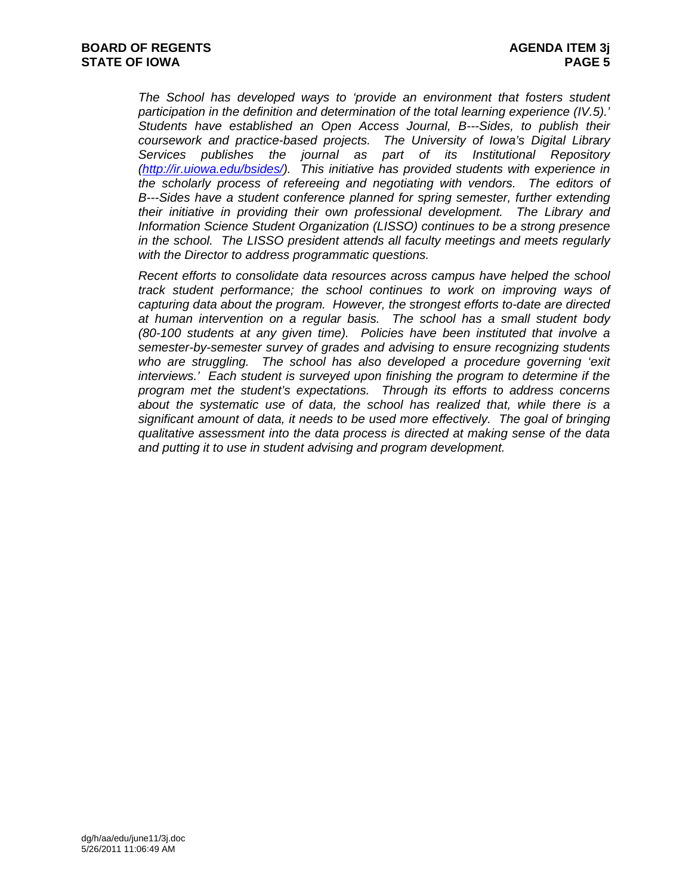*The School has developed ways to 'provide an environment that fosters student participation in the definition and determination of the total learning experience (IV.5).' Students have established an Open Access Journal, B---Sides, to publish their coursework and practice-based projects. The University of Iowa's Digital Library Services publishes the journal as part of its Institutional Repository ([http://ir.uiowa.edu/bsides/](http://ir.uiowa.edu/bsides/)). This initiative has provided students with experience in the scholarly process of refereeing and negotiating with vendors. The editors of B---Sides have a student conference planned for spring semester, further extending their initiative in providing their own professional development. The Library and Information Science Student Organization (LISSO) continues to be a strong presence in the school. The LISSO president attends all faculty meetings and meets regularly with the Director to address programmatic questions.*

*Recent efforts to consolidate data resources across campus have helped the school track student performance; the school continues to work on improving ways of capturing data about the program. However, the strongest efforts to-date are directed at human intervention on a regular basis. The school has a small student body (80-100 students at any given time). Policies have been instituted that involve a semester-by-semester survey of grades and advising to ensure recognizing students who are struggling. The school has also developed a procedure governing 'exit interviews.' Each student is surveyed upon finishing the program to determine if the program met the student's expectations. Through its efforts to address concerns about the systematic use of data, the school has realized that, while there is a significant amount of data, it needs to be used more effectively. The goal of bringing qualitative assessment into the data process is directed at making sense of the data and putting it to use in student advising and program development.*

dg/h/aa/edu/june11/3j.doc
5/26/2011 11:06:49 AM